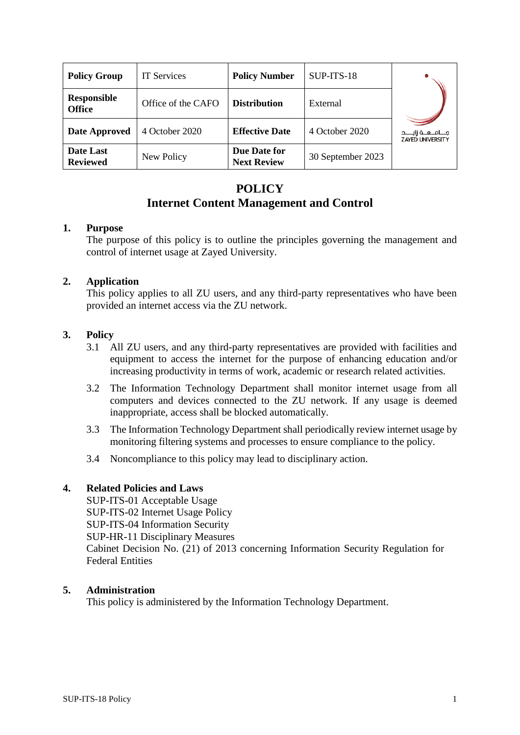| Policy Group | IT Services | Policy Number | SUP-ITS-18 |
|---|---|---|---|
| Responsible Office | Office of the CAFO | Distribution | External |
| Date Approved | 4 October 2020 | Effective Date | 4 October 2020 |
| Date Last Reviewed | New Policy | Due Date for Next Review | 30 September 2023 |

# POLICY
# Internet Content Management and Control

## 1. Purpose

The purpose of this policy is to outline the principles governing the management and control of internet usage at Zayed University.

## 2. Application

This policy applies to all ZU users, and any third-party representatives who have been provided an internet access via the ZU network.

## 3. Policy

3.1 All ZU users, and any third-party representatives are provided with facilities and equipment to access the internet for the purpose of enhancing education and/or increasing productivity in terms of work, academic or research related activities.

3.2 The Information Technology Department shall monitor internet usage from all computers and devices connected to the ZU network. If any usage is deemed inappropriate, access shall be blocked automatically.

3.3 The Information Technology Department shall periodically review internet usage by monitoring filtering systems and processes to ensure compliance to the policy.

3.4 Noncompliance to this policy may lead to disciplinary action.

## 4. Related Policies and Laws

SUP-ITS-01 Acceptable Usage
SUP-ITS-02 Internet Usage Policy
SUP-ITS-04 Information Security
SUP-HR-11 Disciplinary Measures
Cabinet Decision No. (21) of 2013 concerning Information Security Regulation for Federal Entities

## 5. Administration

This policy is administered by the Information Technology Department.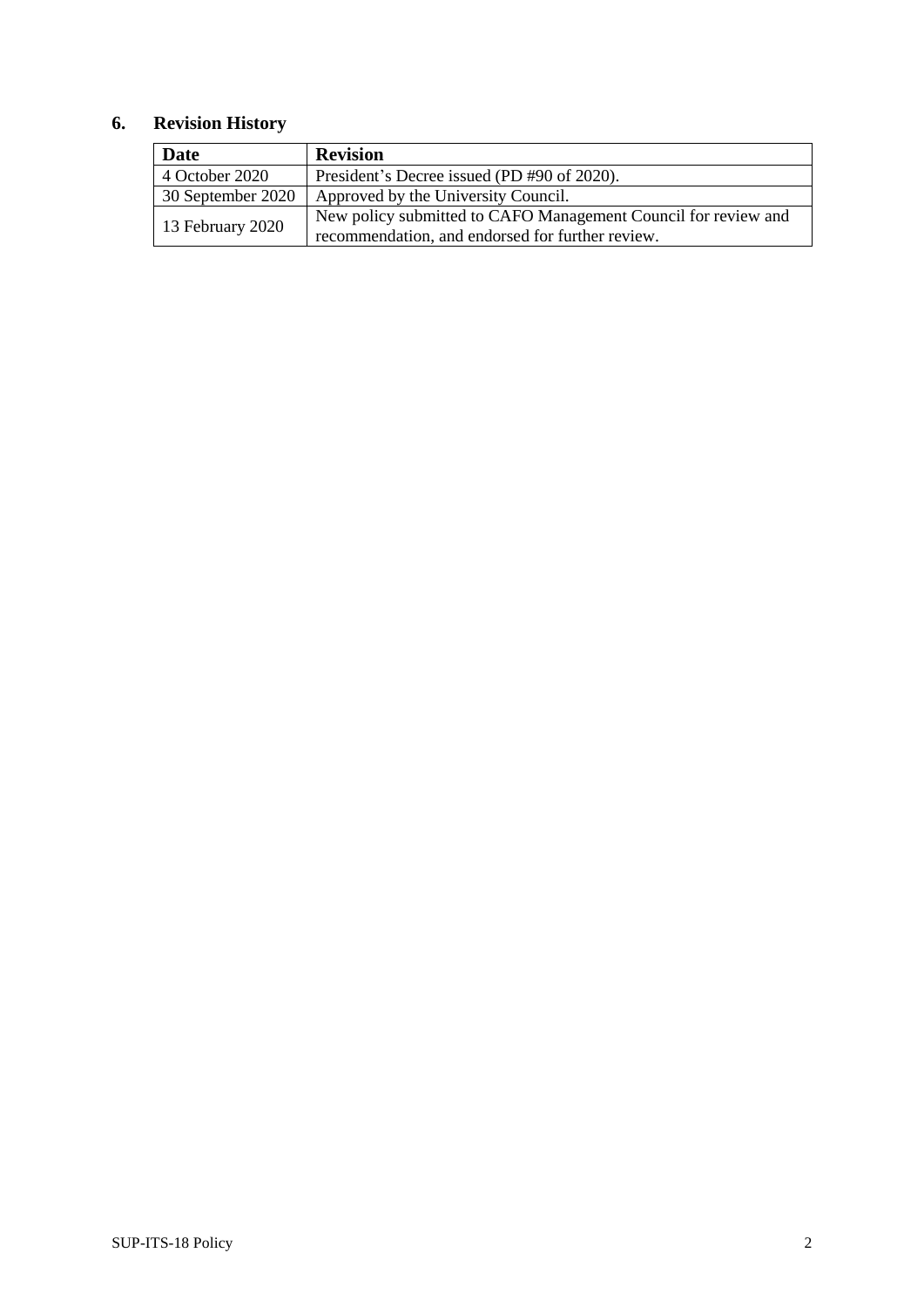## 6. Revision History

| Date | Revision |
|---|---|
| 4 October 2020 | President's Decree issued (PD #90 of 2020). |
| 30 September 2020 | Approved by the University Council. |
| 13 February 2020 | New policy submitted to CAFO Management Council for review and recommendation, and endorsed for further review. |